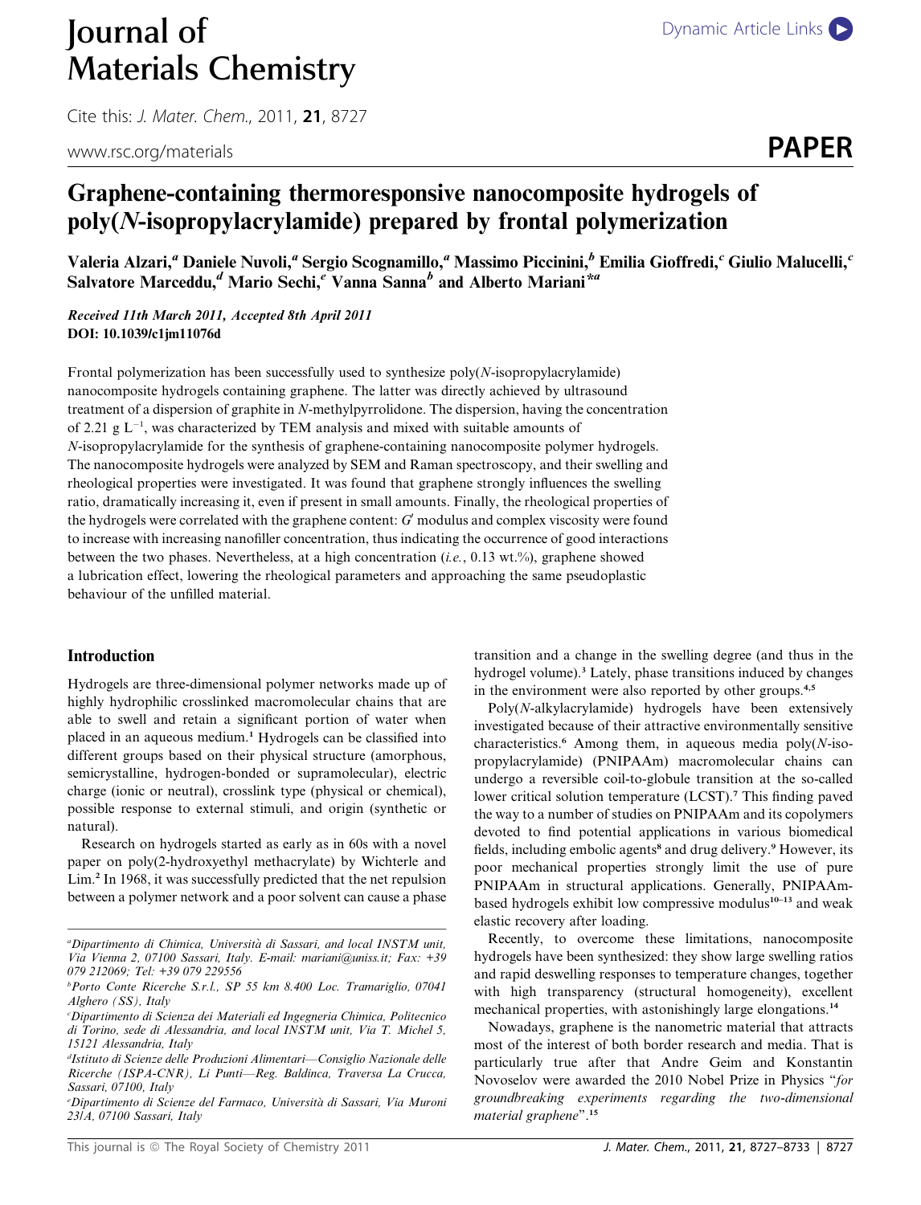# Journal of Materials Chemistry

Cite this: *J. Mater. Chem.*, 2011, **21**, 8727

www.rsc.org/materials

**PAPER**

# Graphene-containing thermoresponsive nanocomposite hydrogels of poly(*N*-isopropylacrylamide) prepared by frontal polymerization

Valeria Alzari,[a] Daniele Nuvoli,[a] Sergio Scognamillo,[a] Massimo Piccinini,[b] Emilia Gioffredi,[c] Giulio Malucelli,[c] Salvatore Marceddu,[d] Mario Sechi,[e] Vanna Sanna[b] and Alberto Mariani*[a]

***Received 11th March 2011, Accepted 8th April 2011***
**DOI: 10.1039/c1jm11076d**

Frontal polymerization has been successfully used to synthesize poly(*N*-isopropylacrylamide) nanocomposite hydrogels containing graphene. The latter was directly achieved by ultrasound treatment of a dispersion of graphite in *N*-methylpyrrolidone. The dispersion, having the concentration of 2.21 g $L^{-1}$, was characterized by TEM analysis and mixed with suitable amounts of *N*-isopropylacrylamide for the synthesis of graphene-containing nanocomposite polymer hydrogels. The nanocomposite hydrogels were analyzed by SEM and Raman spectroscopy, and their swelling and rheological properties were investigated. It was found that graphene strongly influences the swelling ratio, dramatically increasing it, even if present in small amounts. Finally, the rheological properties of the hydrogels were correlated with the graphene content: $G'$ modulus and complex viscosity were found to increase with increasing nanofiller concentration, thus indicating the occurrence of good interactions between the two phases. Nevertheless, at a high concentration (*i.e.*, 0.13 wt.%), graphene showed a lubrication effect, lowering the rheological parameters and approaching the same pseudoplastic behaviour of the unfilled material.

## Introduction

Hydrogels are three-dimensional polymer networks made up of highly hydrophilic crosslinked macromolecular chains that are able to swell and retain a significant portion of water when placed in an aqueous medium.[1] Hydrogels can be classified into different groups based on their physical structure (amorphous, semicrystalline, hydrogen-bonded or supramolecular), electric charge (ionic or neutral), crosslink type (physical or chemical), possible response to external stimuli, and origin (synthetic or natural).

Research on hydrogels started as early as in 60s with a novel paper on poly(2-hydroxyethyl methacrylate) by Wichterle and Lim.[2] In 1968, it was successfully predicted that the net repulsion between a polymer network and a poor solvent can cause a phase transition and a change in the swelling degree (and thus in the hydrogel volume).[3] Lately, phase transitions induced by changes in the environment were also reported by other groups.[4,5]

Poly(*N*-alkylacrylamide) hydrogels have been extensively investigated because of their attractive environmentally sensitive characteristics.[6] Among them, in aqueous media poly(*N*-isopropylacrylamide) (PNIPAAm) macromolecular chains can undergo a reversible coil-to-globule transition at the so-called lower critical solution temperature (LCST).[7] This finding paved the way to a number of studies on PNIPAAm and its copolymers devoted to find potential applications in various biomedical fields, including embolic agents[8] and drug delivery.[9] However, its poor mechanical properties strongly limit the use of pure PNIPAAm in structural applications. Generally, PNIPAAm-based hydrogels exhibit low compressive modulus[10–13] and weak elastic recovery after loading.

Recently, to overcome these limitations, nanocomposite hydrogels have been synthesized: they show large swelling ratios and rapid deswelling responses to temperature changes, together with high transparency (structural homogeneity), excellent mechanical properties, with astonishingly large elongations.[14]

Nowadays, graphene is the nanometric material that attracts most of the interest of both border research and media. That is particularly true after that Andre Geim and Konstantin Novoselov were awarded the 2010 Nobel Prize in Physics "*for groundbreaking experiments regarding the two-dimensional material graphene*".[15]

---

[a] *Dipartimento di Chimica, Università di Sassari, and local INSTM unit, Via Vienna 2, 07100 Sassari, Italy. E-mail: mariani@uniss.it; Fax: +39 079 212069; Tel: +39 079 229556*

[b] *Porto Conte Ricerche S.r.l., SP 55 km 8.400 Loc. Tramariglio, 07041 Alghero (SS), Italy*

[c] *Dipartimento di Scienza dei Materiali ed Ingegneria Chimica, Politecnico di Torino, sede di Alessandria, and local INSTM unit, Via T. Michel 5, 15121 Alessandria, Italy*

[d] *Istituto di Scienze delle Produzioni Alimentari—Consiglio Nazionale delle Ricerche (ISPA-CNR), Li Punti—Reg. Baldinca, Traversa La Crucca, Sassari, 07100, Italy*

[e] *Dipartimento di Scienze del Farmaco, Università di Sassari, Via Muroni 23/A, 07100 Sassari, Italy*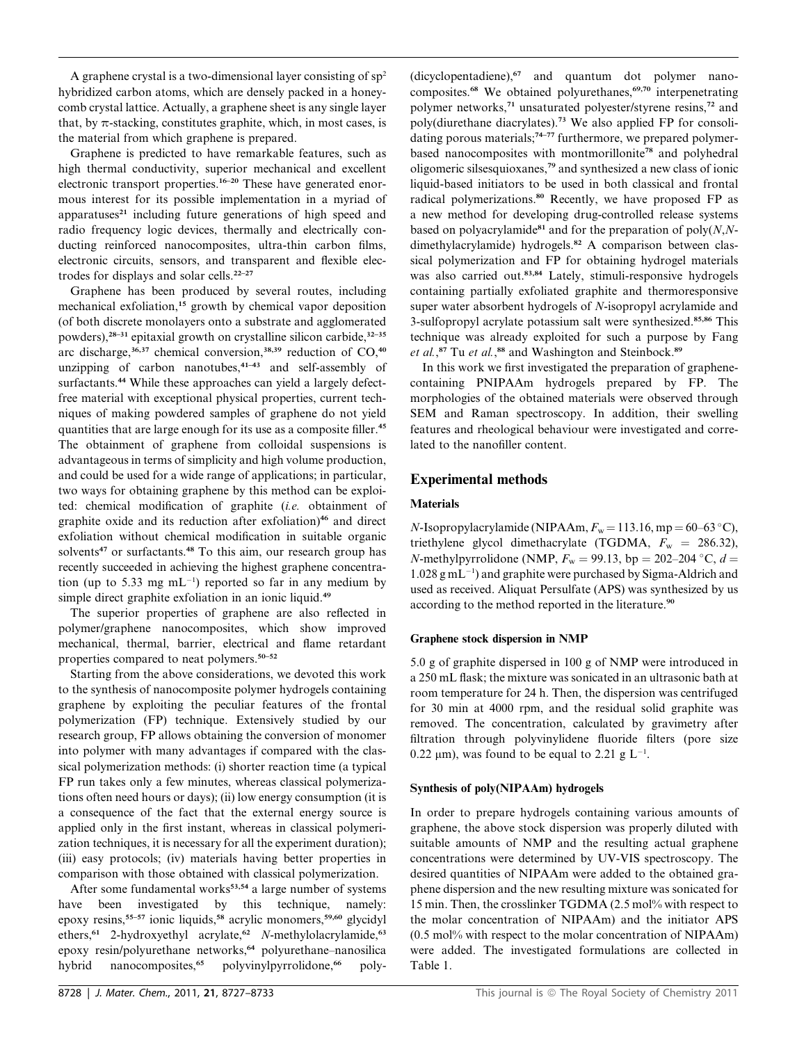A graphene crystal is a two-dimensional layer consisting of $sp^2$ hybridized carbon atoms, which are densely packed in a honeycomb crystal lattice. Actually, a graphene sheet is any single layer that, by π-stacking, constitutes graphite, which, in most cases, is the material from which graphene is prepared.

Graphene is predicted to have remarkable features, such as high thermal conductivity, superior mechanical and excellent electronic transport properties.[16–20] These have generated enormous interest for its possible implementation in a myriad of apparatuses[21] including future generations of high speed and radio frequency logic devices, thermally and electrically conducting reinforced nanocomposites, ultra-thin carbon films, electronic circuits, sensors, and transparent and flexible electrodes for displays and solar cells.[22–27]

Graphene has been produced by several routes, including mechanical exfoliation,[15] growth by chemical vapor deposition (of both discrete monolayers onto a substrate and agglomerated powders),[28–31] epitaxial growth on crystalline silicon carbide,[32–35] arc discharge,[36,37] chemical conversion,[38,39] reduction of CO,[40] unzipping of carbon nanotubes,[41–43] and self-assembly of surfactants.[44] While these approaches can yield a largely defect-free material with exceptional physical properties, current techniques of making powdered samples of graphene do not yield quantities that are large enough for its use as a composite filler.[45] The obtainment of graphene from colloidal suspensions is advantageous in terms of simplicity and high volume production, and could be used for a wide range of applications; in particular, two ways for obtaining graphene by this method can be exploited: chemical modification of graphite (*i.e.* obtainment of graphite oxide and its reduction after exfoliation)[46] and direct exfoliation without chemical modification in suitable organic solvents[47] or surfactants.[48] To this aim, our research group has recently succeeded in achieving the highest graphene concentration (up to 5.33 mg $mL^{-1}$) reported so far in any medium by simple direct graphite exfoliation in an ionic liquid.[49]

The superior properties of graphene are also reflected in polymer/graphene nanocomposites, which show improved mechanical, thermal, barrier, electrical and flame retardant properties compared to neat polymers.[50–52]

Starting from the above considerations, we devoted this work to the synthesis of nanocomposite polymer hydrogels containing graphene by exploiting the peculiar features of the frontal polymerization (FP) technique. Extensively studied by our research group, FP allows obtaining the conversion of monomer into polymer with many advantages if compared with the classical polymerization methods: (i) shorter reaction time (a typical FP run takes only a few minutes, whereas classical polymerizations often need hours or days); (ii) low energy consumption (it is a consequence of the fact that the external energy source is applied only in the first instant, whereas in classical polymerization techniques, it is necessary for all the experiment duration); (iii) easy protocols; (iv) materials having better properties in comparison with those obtained with classical polymerization.

After some fundamental works[53,54] a large number of systems have been investigated by this technique, namely: epoxy resins,[55–57] ionic liquids,[58] acrylic monomers,[59,60] glycidyl ethers,[61] 2-hydroxyethyl acrylate,[62] *N*-methylolacrylamide,[63] epoxy resin/polyurethane networks,[64] polyurethane–nanosilica hybrid nanocomposites,[65] polyvinylpyrrolidone,[66] poly(dicyclopentadiene),[67] and quantum dot polymer nanocomposites.[68] We obtained polyurethanes,[69,70] interpenetrating polymer networks,[71] unsaturated polyester/styrene resins,[72] and poly(diurethane diacrylates).[73] We also applied FP for consolidating porous materials;[74–77] furthermore, we prepared polymer-based nanocomposites with montmorillonite[78] and polyhedral oligomeric silsesquioxanes,[79] and synthesized a new class of ionic liquid-based initiators to be used in both classical and frontal radical polymerizations.[80] Recently, we have proposed FP as a new method for developing drug-controlled release systems based on polyacrylamide[81] and for the preparation of poly(*N*,*N*-dimethylacrylamide) hydrogels.[82] A comparison between classical polymerization and FP for obtaining hydrogel materials was also carried out.[83,84] Lately, stimuli-responsive hydrogels containing partially exfoliated graphite and thermoresponsive super water absorbent hydrogels of *N*-isopropyl acrylamide and 3-sulfopropyl acrylate potassium salt were synthesized.[85,86] This technique was already exploited for such a purpose by Fang *et al.*,[87] Tu *et al.*,[88] and Washington and Steinbock.[89]

In this work we first investigated the preparation of graphene-containing PNIPAAm hydrogels prepared by FP. The morphologies of the obtained materials were observed through SEM and Raman spectroscopy. In addition, their swelling features and rheological behaviour were investigated and correlated to the nanofiller content.

## Experimental methods

### Materials

*N*-Isopropylacrylamide (NIPAAm, $F_w = 113.16$, mp = 60–63 °C), triethylene glycol dimethacrylate (TGDMA, $F_w = 286.32$), *N*-methylpyrrolidone (NMP, $F_w = 99.13$, bp = 202–204 °C, $d = 1.028$ g $mL^{-1}$) and graphite were purchased by Sigma-Aldrich and used as received. Aliquat Persulfate (APS) was synthesized by us according to the method reported in the literature.[90]

### Graphene stock dispersion in NMP

5.0 g of graphite dispersed in 100 g of NMP were introduced in a 250 mL flask; the mixture was sonicated in an ultrasonic bath at room temperature for 24 h. Then, the dispersion was centrifuged for 30 min at 4000 rpm, and the residual solid graphite was removed. The concentration, calculated by gravimetry after filtration through polyvinylidene fluoride filters (pore size 0.22 μm), was found to be equal to 2.21 g $L^{-1}$.

### Synthesis of poly(NIPAAm) hydrogels

In order to prepare hydrogels containing various amounts of graphene, the above stock dispersion was properly diluted with suitable amounts of NMP and the resulting actual graphene concentrations were determined by UV-VIS spectroscopy. The desired quantities of NIPAAm were added to the obtained graphene dispersion and the new resulting mixture was sonicated for 15 min. Then, the crosslinker TGDMA (2.5 mol% with respect to the molar concentration of NIPAAm) and the initiator APS (0.5 mol% with respect to the molar concentration of NIPAAm) were added. The investigated formulations are collected in Table 1.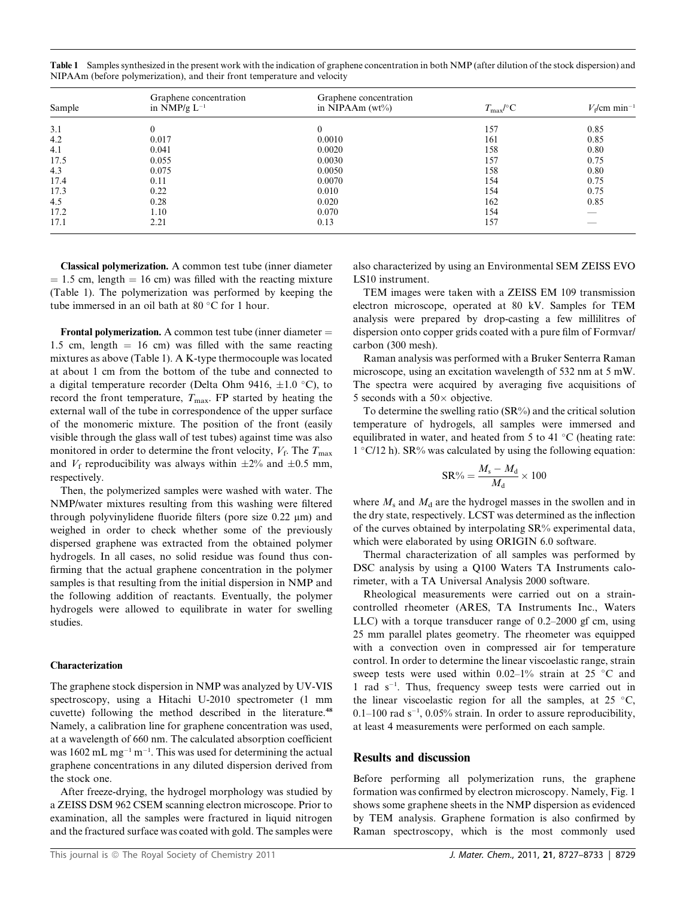**Table 1** Samples synthesized in the present work with the indication of graphene concentration in both NMP (after dilution of the stock dispersion) and NIPAAm (before polymerization), and their front temperature and velocity

| Sample | Graphene concentration in NMP/g $L^{-1}$ | Graphene concentration in NIPAAm (wt%) | $T_{max}$/°C | $V_f$/cm $min^{-1}$ |
|---|---|---|---|---|
| 3.1 | 0 | 0 | 157 | 0.85 |
| 4.2 | 0.017 | 0.0010 | 161 | 0.85 |
| 4.1 | 0.041 | 0.0020 | 158 | 0.80 |
| 17.5 | 0.055 | 0.0030 | 157 | 0.75 |
| 4.3 | 0.075 | 0.0050 | 158 | 0.80 |
| 17.4 | 0.11 | 0.0070 | 154 | 0.75 |
| 17.3 | 0.22 | 0.010 | 154 | 0.75 |
| 4.5 | 0.28 | 0.020 | 162 | 0.85 |
| 17.2 | 1.10 | 0.070 | 154 | — |
| 17.1 | 2.21 | 0.13 | 157 | — |

**Classical polymerization.** A common test tube (inner diameter = 1.5 cm, length = 16 cm) was filled with the reacting mixture (Table 1). The polymerization was performed by keeping the tube immersed in an oil bath at 80 °C for 1 hour.

**Frontal polymerization.** A common test tube (inner diameter = 1.5 cm, length = 16 cm) was filled with the same reacting mixtures as above (Table 1). A K-type thermocouple was located at about 1 cm from the bottom of the tube and connected to a digital temperature recorder (Delta Ohm 9416, ±1.0 °C), to record the front temperature, $T_{max}$. FP started by heating the external wall of the tube in correspondence of the upper surface of the monomeric mixture. The position of the front (easily visible through the glass wall of test tubes) against time was also monitored in order to determine the front velocity, $V_f$. The $T_{max}$ and $V_f$ reproducibility was always within ±2% and ±0.5 mm, respectively.

Then, the polymerized samples were washed with water. The NMP/water mixtures resulting from this washing were filtered through polyvinylidene fluoride filters (pore size 0.22 μm) and weighed in order to check whether some of the previously dispersed graphene was extracted from the obtained polymer hydrogels. In all cases, no solid residue was found thus confirming that the actual graphene concentration in the polymer samples is that resulting from the initial dispersion in NMP and the following addition of reactants. Eventually, the polymer hydrogels were allowed to equilibrate in water for swelling studies.

### Characterization

The graphene stock dispersion in NMP was analyzed by UV-VIS spectroscopy, using a Hitachi U-2010 spectrometer (1 mm cuvette) following the method described in the literature.[48] Namely, a calibration line for graphene concentration was used, at a wavelength of 660 nm. The calculated absorption coefficient was 1602 mL $mg^{-1}$ $m^{-1}$. This was used for determining the actual graphene concentrations in any diluted dispersion derived from the stock one.

After freeze-drying, the hydrogel morphology was studied by a ZEISS DSM 962 CSEM scanning electron microscope. Prior to examination, all the samples were fractured in liquid nitrogen and the fractured surface was coated with gold. The samples were also characterized by using an Environmental SEM ZEISS EVO LS10 instrument.

TEM images were taken with a ZEISS EM 109 transmission electron microscope, operated at 80 kV. Samples for TEM analysis were prepared by drop-casting a few millilitres of dispersion onto copper grids coated with a pure film of Formvar/carbon (300 mesh).

Raman analysis was performed with a Bruker Senterra Raman microscope, using an excitation wavelength of 532 nm at 5 mW. The spectra were acquired by averaging five acquisitions of 5 seconds with a 50× objective.

To determine the swelling ratio (SR%) and the critical solution temperature of hydrogels, all samples were immersed and equilibrated in water, and heated from 5 to 41 °C (heating rate: 1 °C/12 h). SR% was calculated by using the following equation:

$$SR\% = \frac{M_s - M_d}{M_d} \times 100$$

where $M_s$ and $M_d$ are the hydrogel masses in the swollen and in the dry state, respectively. LCST was determined as the inflection of the curves obtained by interpolating SR% experimental data, which were elaborated by using ORIGIN 6.0 software.

Thermal characterization of all samples was performed by DSC analysis by using a Q100 Waters TA Instruments calorimeter, with a TA Universal Analysis 2000 software.

Rheological measurements were carried out on a strain-controlled rheometer (ARES, TA Instruments Inc., Waters LLC) with a torque transducer range of 0.2–2000 gf cm, using 25 mm parallel plates geometry. The rheometer was equipped with a convection oven in compressed air for temperature control. In order to determine the linear viscoelastic range, strain sweep tests were used within 0.02–1% strain at 25 °C and 1 rad $s^{-1}$. Thus, frequency sweep tests were carried out in the linear viscoelastic region for all the samples, at 25 °C, 0.1–100 rad $s^{-1}$, 0.05% strain. In order to assure reproducibility, at least 4 measurements were performed on each sample.

## Results and discussion

Before performing all polymerization runs, the graphene formation was confirmed by electron microscopy. Namely, Fig. 1 shows some graphene sheets in the NMP dispersion as evidenced by TEM analysis. Graphene formation is also confirmed by Raman spectroscopy, which is the most commonly used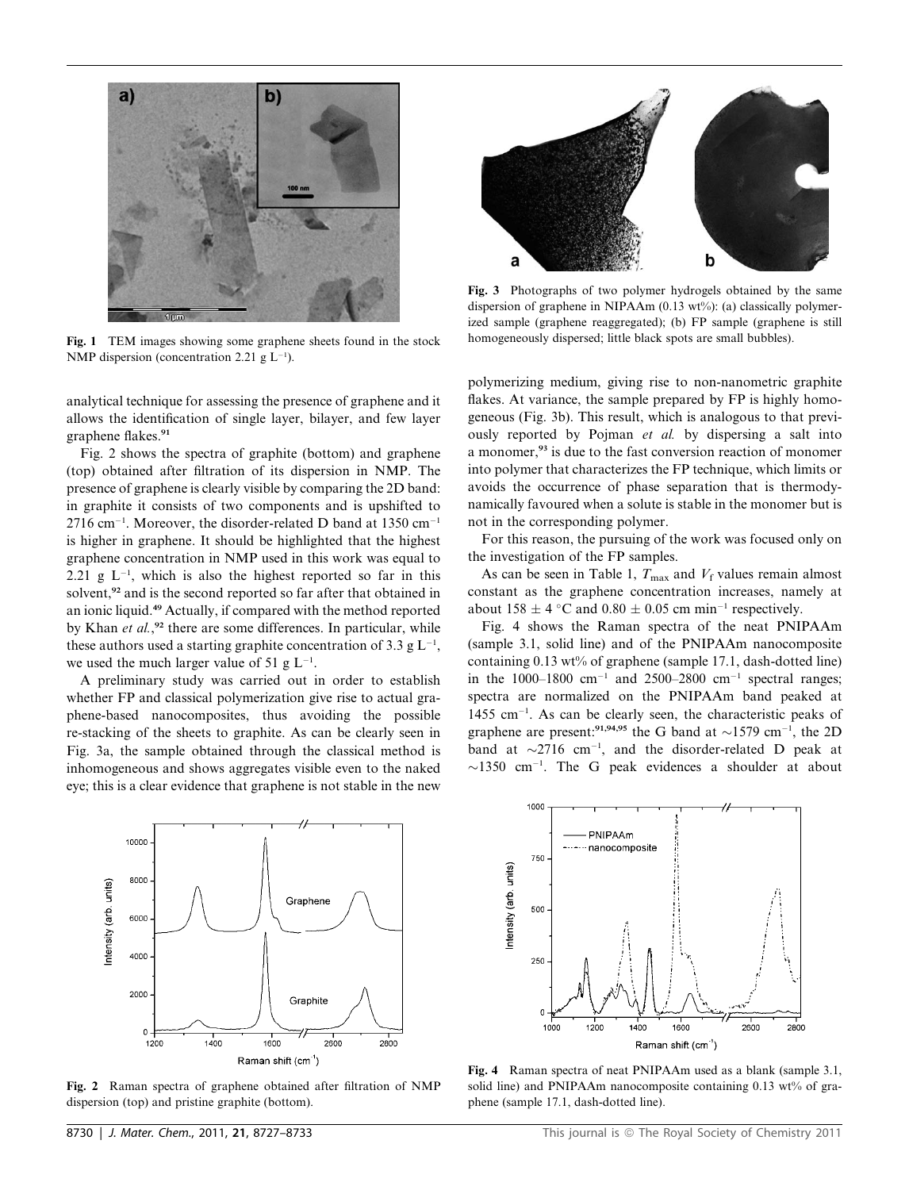Fig. 1 TEM images showing some graphene sheets found in the stock NMP dispersion (concentration 2.21 g $L^{-1}$).

Fig. 3 Photographs of two polymer hydrogels obtained by the same dispersion of graphene in NIPAAm (0.13 wt%): (a) classically polymerized sample (graphene reaggregated); (b) FP sample (graphene is still homogeneously dispersed; little black spots are small bubbles).

analytical technique for assessing the presence of graphene and it allows the identification of single layer, bilayer, and few layer graphene flakes.[91]

Fig. 2 shows the spectra of graphite (bottom) and graphene (top) obtained after filtration of its dispersion in NMP. The presence of graphene is clearly visible by comparing the 2D band: in graphite it consists of two components and is upshifted to 2716 $cm^{-1}$. Moreover, the disorder-related D band at 1350 $cm^{-1}$ is higher in graphene. It should be highlighted that the highest graphene concentration in NMP used in this work was equal to 2.21 g $L^{-1}$, which is also the highest reported so far in this solvent,[92] and is the second reported so far after that obtained in an ionic liquid.[49] Actually, if compared with the method reported by Khan *et al.*,[92] there are some differences. In particular, while these authors used a starting graphite concentration of 3.3 g $L^{-1}$, we used the much larger value of 51 g $L^{-1}$.

A preliminary study was carried out in order to establish whether FP and classical polymerization give rise to actual graphene-based nanocomposites, thus avoiding the possible re-stacking of the sheets to graphite. As can be clearly seen in Fig. 3a, the sample obtained through the classical method is inhomogeneous and shows aggregates visible even to the naked eye; this is a clear evidence that graphene is not stable in the new polymerizing medium, giving rise to non-nanometric graphite flakes. At variance, the sample prepared by FP is highly homogeneous (Fig. 3b). This result, which is analogous to that previously reported by Pojman *et al.* by dispersing a salt into a monomer,[93] is due to the fast conversion reaction of monomer into polymer that characterizes the FP technique, which limits or avoids the occurrence of phase separation that is thermodynamically favoured when a solute is stable in the monomer but is not in the corresponding polymer.

For this reason, the pursuing of the work was focused only on the investigation of the FP samples.

As can be seen in Table 1, $T_{max}$ and $V_f$ values remain almost constant as the graphene concentration increases, namely at about 158 ± 4 °C and 0.80 ± 0.05 cm $min^{-1}$ respectively.

Fig. 4 shows the Raman spectra of the neat PNIPAAm (sample 3.1, solid line) and of the PNIPAAm nanocomposite containing 0.13 wt% of graphene (sample 17.1, dash-dotted line) in the 1000–1800 $cm^{-1}$ and 2500–2800 $cm^{-1}$ spectral ranges; spectra are normalized on the PNIPAAm band peaked at 1455 $cm^{-1}$. As can be clearly seen, the characteristic peaks of graphene are present:[91,94,95] the G band at ~1579 $cm^{-1}$, the 2D band at ~2716 $cm^{-1}$, and the disorder-related D peak at ~1350 $cm^{-1}$. The G peak evidences a shoulder at about

Fig. 2 Raman spectra of graphene obtained after filtration of NMP dispersion (top) and pristine graphite (bottom).

Fig. 4 Raman spectra of neat PNIPAAm used as a blank (sample 3.1, solid line) and PNIPAAm nanocomposite containing 0.13 wt% of graphene (sample 17.1, dash-dotted line).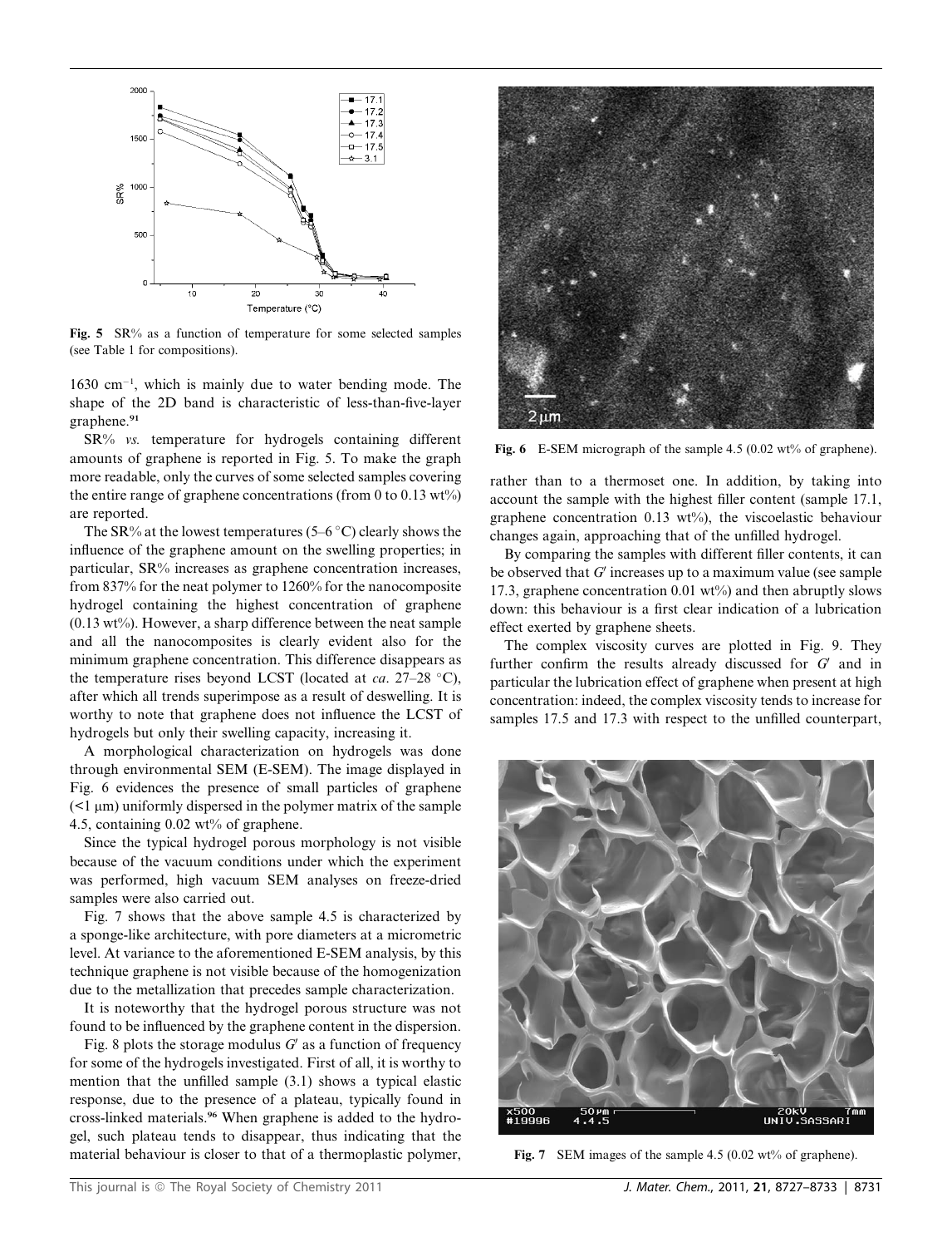Fig. 5 SR% as a function of temperature for some selected samples (see Table 1 for compositions).

1630 cm$^{-1}$, which is mainly due to water bending mode. The shape of the 2D band is characteristic of less-than-five-layer graphene.[91]

SR% *vs.* temperature for hydrogels containing different amounts of graphene is reported in Fig. 5. To make the graph more readable, only the curves of some selected samples covering the entire range of graphene concentrations (from 0 to 0.13 wt%) are reported.

The SR% at the lowest temperatures (5–6 °C) clearly shows the influence of the graphene amount on the swelling properties; in particular, SR% increases as graphene concentration increases, from 837% for the neat polymer to 1260% for the nanocomposite hydrogel containing the highest concentration of graphene (0.13 wt%). However, a sharp difference between the neat sample and all the nanocomposites is clearly evident also for the minimum graphene concentration. This difference disappears as the temperature rises beyond LCST (located at *ca.* 27–28 °C), after which all trends superimpose as a result of deswelling. It is worthy to note that graphene does not influence the LCST of hydrogels but only their swelling capacity, increasing it.

A morphological characterization on hydrogels was done through environmental SEM (E-SEM). The image displayed in Fig. 6 evidences the presence of small particles of graphene (<1 μm) uniformly dispersed in the polymer matrix of the sample 4.5, containing 0.02 wt% of graphene.

Since the typical hydrogel porous morphology is not visible because of the vacuum conditions under which the experiment was performed, high vacuum SEM analyses on freeze-dried samples were also carried out.

Fig. 7 shows that the above sample 4.5 is characterized by a sponge-like architecture, with pore diameters at a micrometric level. At variance to the aforementioned E-SEM analysis, by this technique graphene is not visible because of the homogenization due to the metallization that precedes sample characterization.

It is noteworthy that the hydrogel porous structure was not found to be influenced by the graphene content in the dispersion.

Fig. 8 plots the storage modulus $G'$ as a function of frequency for some of the hydrogels investigated. First of all, it is worthy to mention that the unfilled sample (3.1) shows a typical elastic response, due to the presence of a plateau, typically found in cross-linked materials.[96] When graphene is added to the hydrogel, such plateau tends to disappear, thus indicating that the material behaviour is closer to that of a thermoplastic polymer, rather than to a thermoset one. In addition, by taking into account the sample with the highest filler content (sample 17.1, graphene concentration 0.13 wt%), the viscoelastic behaviour changes again, approaching that of the unfilled hydrogel.

Fig. 6 E-SEM micrograph of the sample 4.5 (0.02 wt% of graphene).

By comparing the samples with different filler contents, it can be observed that $G'$ increases up to a maximum value (see sample 17.3, graphene concentration 0.01 wt%) and then abruptly slows down: this behaviour is a first clear indication of a lubrication effect exerted by graphene sheets.

The complex viscosity curves are plotted in Fig. 9. They further confirm the results already discussed for $G'$ and in particular the lubrication effect of graphene when present at high concentration: indeed, the complex viscosity tends to increase for samples 17.5 and 17.3 with respect to the unfilled counterpart,

Fig. 7 SEM images of the sample 4.5 (0.02 wt% of graphene).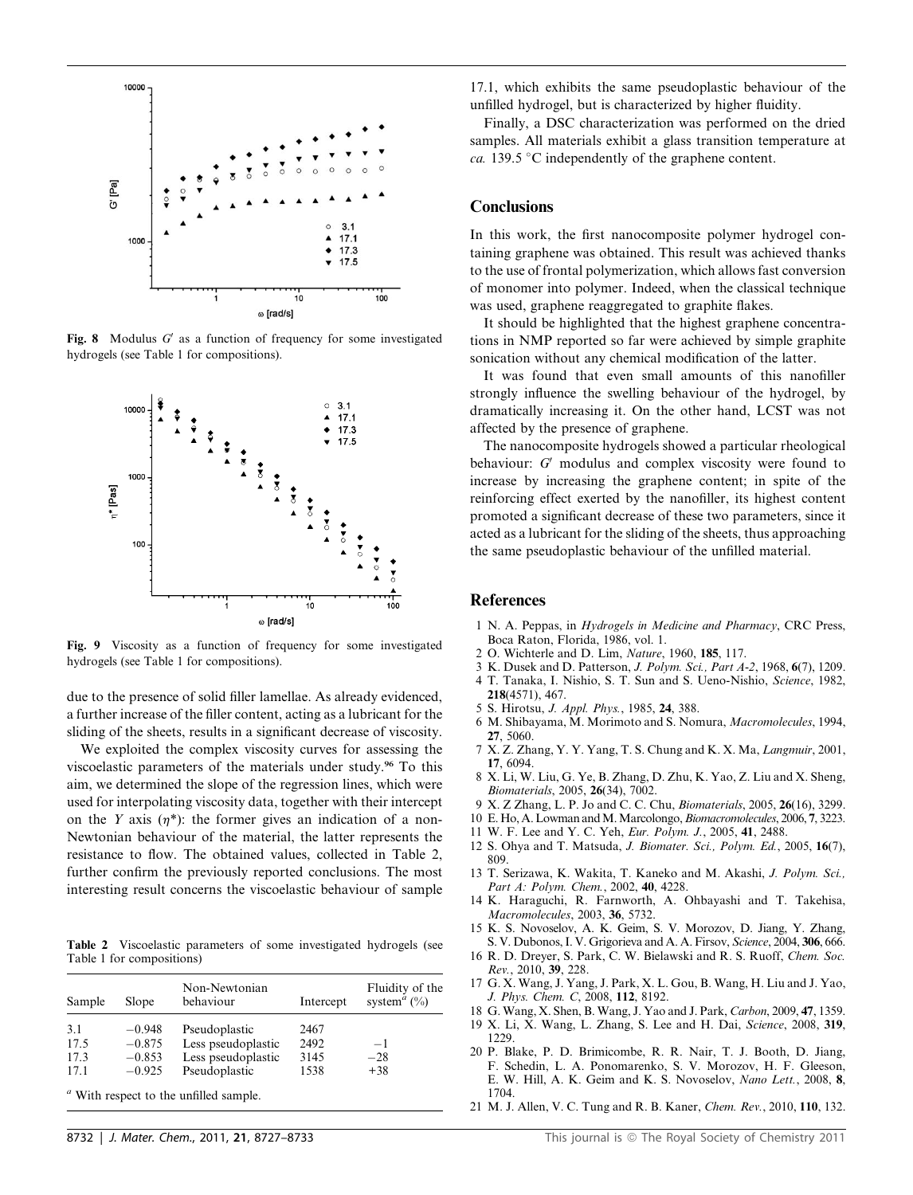Fig. 8 Modulus $G'$ as a function of frequency for some investigated hydrogels (see Table 1 for compositions).

Fig. 9 Viscosity as a function of frequency for some investigated hydrogels (see Table 1 for compositions).

due to the presence of solid filler lamellae. As already evidenced, a further increase of the filler content, acting as a lubricant for the sliding of the sheets, results in a significant decrease of viscosity.

We exploited the complex viscosity curves for assessing the viscoelastic parameters of the materials under study.[96] To this aim, we determined the slope of the regression lines, which were used for interpolating viscosity data, together with their intercept on the Y axis ($\eta^*$): the former gives an indication of a non-Newtonian behaviour of the material, the latter represents the resistance to flow. The obtained values, collected in Table 2, further confirm the previously reported conclusions. The most interesting result concerns the viscoelastic behaviour of sample 17.1, which exhibits the same pseudoplastic behaviour of the unfilled hydrogel, but is characterized by higher fluidity.

Finally, a DSC characterization was performed on the dried samples. All materials exhibit a glass transition temperature at *ca.* 139.5 °C independently of the graphene content.

**Table 2** Viscoelastic parameters of some investigated hydrogels (see Table 1 for compositions)

| Sample | Slope | Non-Newtonian behaviour | Intercept | Fluidity of the system[a] (%) |
|---|---|---|---|---|
| 3.1 | −0.948 | Pseudoplastic | 2467 | |
| 17.5 | −0.875 | Less pseudoplastic | 2492 | −1 |
| 17.3 | −0.853 | Less pseudoplastic | 3145 | −28 |
| 17.1 | −0.925 | Pseudoplastic | 1538 | +38 |

[a] With respect to the unfilled sample.

## Conclusions

In this work, the first nanocomposite polymer hydrogel containing graphene was obtained. This result was achieved thanks to the use of frontal polymerization, which allows fast conversion of monomer into polymer. Indeed, when the classical technique was used, graphene reaggregated to graphite flakes.

It should be highlighted that the highest graphene concentrations in NMP reported so far were achieved by simple graphite sonication without any chemical modification of the latter.

It was found that even small amounts of this nanofiller strongly influence the swelling behaviour of the hydrogel, by dramatically increasing it. On the other hand, LCST was not affected by the presence of graphene.

The nanocomposite hydrogels showed a particular rheological behaviour: $G'$ modulus and complex viscosity were found to increase by increasing the graphene content; in spite of the reinforcing effect exerted by the nanofiller, its highest content promoted a significant decrease of these two parameters, since it acted as a lubricant for the sliding of the sheets, thus approaching the same pseudoplastic behaviour of the unfilled material.

## References

1 N. A. Peppas, in *Hydrogels in Medicine and Pharmacy*, CRC Press, Boca Raton, Florida, 1986, vol. 1.
2 O. Wichterle and D. Lim, *Nature*, 1960, **185**, 117.
3 K. Dusek and D. Patterson, *J. Polym. Sci., Part A-2*, 1968, **6**(7), 1209.
4 T. Tanaka, I. Nishio, S. T. Sun and S. Ueno-Nishio, *Science*, 1982, **218**(4571), 467.
5 S. Hirotsu, *J. Appl. Phys.*, 1985, **24**, 388.
6 M. Shibayama, M. Morimoto and S. Nomura, *Macromolecules*, 1994, **27**, 5060.
7 X. Z. Zhang, Y. Y. Yang, T. S. Chung and K. X. Ma, *Langmuir*, 2001, **17**, 6094.
8 X. Li, W. Liu, G. Ye, B. Zhang, D. Zhu, K. Yao, Z. Liu and X. Sheng, *Biomaterials*, 2005, **26**(34), 7002.
9 X. Z Zhang, L. P. Jo and C. C. Chu, *Biomaterials*, 2005, **26**(16), 3299.
10 E. Ho, A. Lowman and M. Marcolongo, *Biomacromolecules*, 2006, **7**, 3223.
11 W. F. Lee and Y. C. Yeh, *Eur. Polym. J.*, 2005, **41**, 2488.
12 S. Ohya and T. Matsuda, *J. Biomater. Sci., Polym. Ed.*, 2005, **16**(7), 809.
13 T. Serizawa, K. Wakita, T. Kaneko and M. Akashi, *J. Polym. Sci., Part A: Polym. Chem.*, 2002, **40**, 4228.
14 K. Haraguchi, R. Farnworth, A. Ohbayashi and T. Takehisa, *Macromolecules*, 2003, **36**, 5732.
15 K. S. Novoselov, A. K. Geim, S. V. Morozov, D. Jiang, Y. Zhang, S. V. Dubonos, I. V. Grigorieva and A. A. Firsov, *Science*, 2004, **306**, 666.
16 R. D. Dreyer, S. Park, C. W. Bielawski and R. S. Ruoff, *Chem. Soc. Rev.*, 2010, **39**, 228.
17 G. X. Wang, J. Yang, J. Park, X. L. Gou, B. Wang, H. Liu and J. Yao, *J. Phys. Chem. C*, 2008, **112**, 8192.
18 G. Wang, X. Shen, B. Wang, J. Yao and J. Park, *Carbon*, 2009, **47**, 1359.
19 X. Li, X. Wang, L. Zhang, S. Lee and H. Dai, *Science*, 2008, **319**, 1229.
20 P. Blake, P. D. Brimicombe, R. R. Nair, T. J. Booth, D. Jiang, F. Schedin, L. A. Ponomarenko, S. V. Morozov, H. F. Gleeson, E. W. Hill, A. K. Geim and K. S. Novoselov, *Nano Lett.*, 2008, **8**, 1704.
21 M. J. Allen, V. C. Tung and R. B. Kaner, *Chem. Rev.*, 2010, **110**, 132.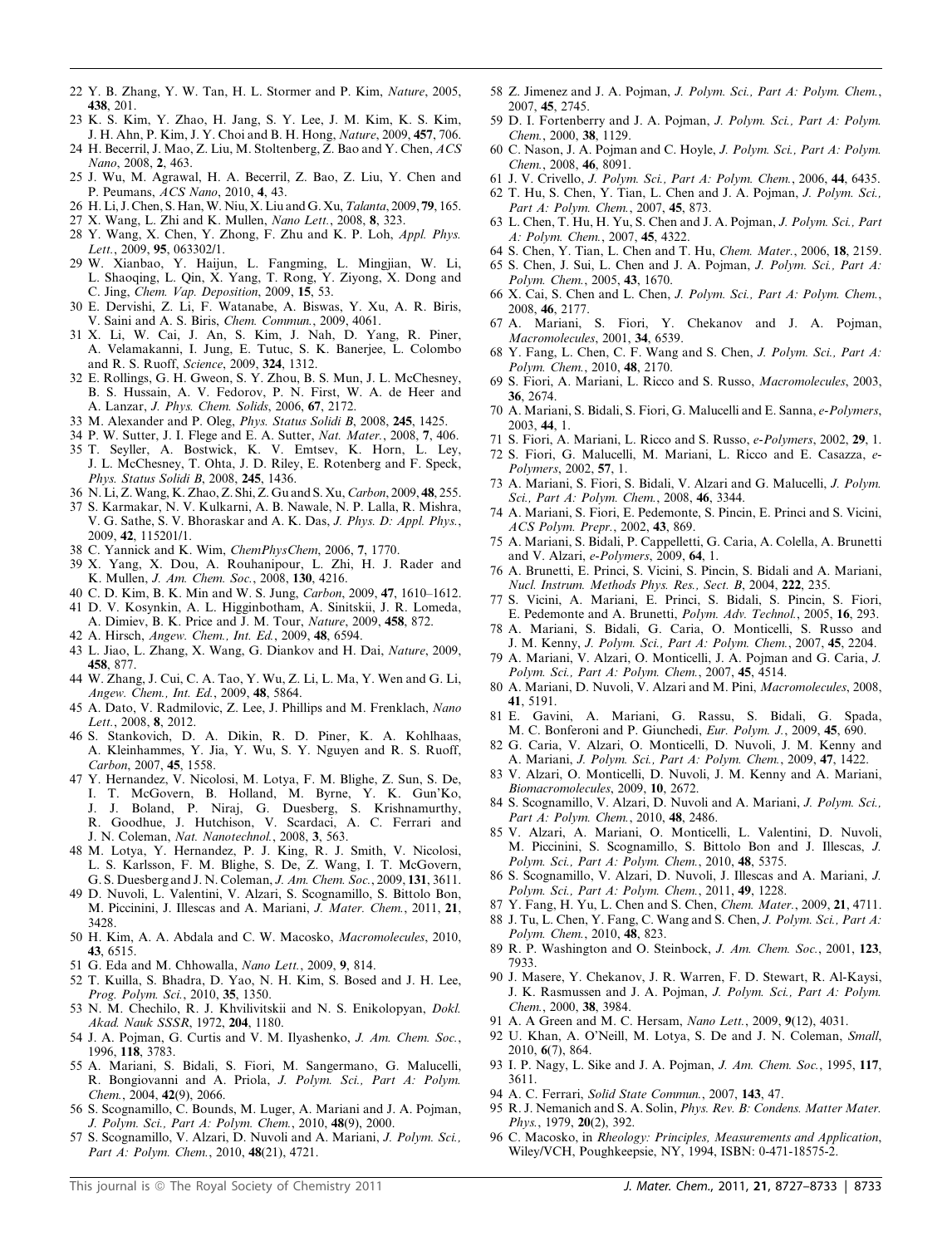22 Y. B. Zhang, Y. W. Tan, H. L. Stormer and P. Kim, *Nature*, 2005, **438**, 201.

23 K. S. Kim, Y. Zhao, H. Jang, S. Y. Lee, J. M. Kim, K. S. Kim, J. H. Ahn, P. Kim, J. Y. Choi and B. H. Hong, *Nature*, 2009, **457**, 706.

24 H. Becerril, J. Mao, Z. Liu, M. Stoltenberg, Z. Bao and Y. Chen, *ACS Nano*, 2008, **2**, 463.

25 J. Wu, M. Agrawal, H. A. Becerril, Z. Bao, Z. Liu, Y. Chen and P. Peumans, *ACS Nano*, 2010, **4**, 43.

26 H. Li, J. Chen, S. Han, W. Niu, X. Liu and G. Xu, *Talanta*, 2009, **79**, 165.

27 X. Wang, L. Zhi and K. Mullen, *Nano Lett.*, 2008, **8**, 323.

28 Y. Wang, X. Chen, Y. Zhong, F. Zhu and K. P. Loh, *Appl. Phys. Lett.*, 2009, **95**, 063302/1.

29 W. Xianbao, Y. Haijun, L. Fangming, L. Mingjian, W. Li, L. Shaoqing, L. Qin, X. Yang, T. Rong, Y. Ziyong, X. Dong and C. Jing, *Chem. Vap. Deposition*, 2009, **15**, 53.

30 E. Dervishi, Z. Li, F. Watanabe, A. Biswas, Y. Xu, A. R. Biris, V. Saini and A. S. Biris, *Chem. Commun.*, 2009, 4061.

31 X. Li, W. Cai, J. An, S. Kim, J. Nah, D. Yang, R. Piner, A. Velamakanni, I. Jung, E. Tutuc, S. K. Banerjee, L. Colombo and R. S. Ruoff, *Science*, 2009, **324**, 1312.

32 E. Rollings, G. H. Gweon, S. Y. Zhou, B. S. Mun, J. L. McChesney, B. S. Hussain, A. V. Fedorov, P. N. First, W. A. de Heer and A. Lanzar, *J. Phys. Chem. Solids*, 2006, **67**, 2172.

33 M. Alexander and P. Oleg, *Phys. Status Solidi B*, 2008, **245**, 1425.

34 P. W. Sutter, J. I. Flege and E. A. Sutter, *Nat. Mater.*, 2008, **7**, 406.

35 T. Seyller, A. Bostwick, K. V. Emtsev, K. Horn, L. Ley, J. L. McChesney, T. Ohta, J. D. Riley, E. Rotenberg and F. Speck, *Phys. Status Solidi B*, 2008, **245**, 1436.

36 N. Li, Z. Wang, K. Zhao, Z. Shi, Z. Gu and S. Xu, *Carbon*, 2009, **48**, 255.

37 S. Karmakar, N. V. Kulkarni, A. B. Nawale, N. P. Lalla, R. Mishra, V. G. Sathe, S. V. Bhoraskar and A. K. Das, *J. Phys. D: Appl. Phys.*, 2009, **42**, 115201/1.

38 C. Yannick and K. Wim, *ChemPhysChem*, 2006, **7**, 1770.

39 X. Yang, X. Dou, A. Rouhanipour, L. Zhi, H. J. Rader and K. Mullen, *J. Am. Chem. Soc.*, 2008, **130**, 4216.

40 C. D. Kim, B. K. Min and W. S. Jung, *Carbon*, 2009, **47**, 1610–1612.

41 D. V. Kosynkin, A. L. Higginbotham, A. Sinitskii, J. R. Lomeda, A. Dimiev, B. K. Price and J. M. Tour, *Nature*, 2009, **458**, 872.

42 A. Hirsch, *Angew. Chem., Int. Ed.*, 2009, **48**, 6594.

43 L. Jiao, L. Zhang, X. Wang, G. Diankov and H. Dai, *Nature*, 2009, **458**, 877.

44 W. Zhang, J. Cui, C. A. Tao, Y. Wu, Z. Li, L. Ma, Y. Wen and G. Li, *Angew. Chem., Int. Ed.*, 2009, **48**, 5864.

45 A. Dato, V. Radmilovic, Z. Lee, J. Phillips and M. Frenklach, *Nano Lett.*, 2008, **8**, 2012.

46 S. Stankovich, D. A. Dikin, R. D. Piner, K. A. Kohlhaas, A. Kleinhammes, Y. Jia, Y. Wu, S. Y. Nguyen and R. S. Ruoff, *Carbon*, 2007, **45**, 1558.

47 Y. Hernandez, V. Nicolosi, M. Lotya, F. M. Blighe, Z. Sun, S. De, I. T. McGovern, B. Holland, M. Byrne, Y. K. Gun'Ko, J. J. Boland, P. Niraj, G. Duesberg, S. Krishnamurthy, R. Goodhue, J. Hutchison, V. Scardaci, A. C. Ferrari and J. N. Coleman, *Nat. Nanotechnol.*, 2008, **3**, 563.

48 M. Lotya, Y. Hernandez, P. J. King, R. J. Smith, V. Nicolosi, L. S. Karlsson, F. M. Blighe, S. De, Z. Wang, I. T. McGovern, G. S. Duesberg and J. N. Coleman, *J. Am. Chem. Soc.*, 2009, **131**, 3611.

49 D. Nuvoli, L. Valentini, V. Alzari, S. Scognamillo, S. Bittolo Bon, M. Piccinini, J. Illescas and A. Mariani, *J. Mater. Chem.*, 2011, **21**, 3428.

50 H. Kim, A. A. Abdala and C. W. Macosko, *Macromolecules*, 2010, **43**, 6515.

51 G. Eda and M. Chhowalla, *Nano Lett.*, 2009, **9**, 814.

52 T. Kuilla, S. Bhadra, D. Yao, N. H. Kim, S. Bosed and J. H. Lee, *Prog. Polym. Sci.*, 2010, **35**, 1350.

53 N. M. Chechilo, R. J. Khvilivitskii and N. S. Enikolopyan, *Dokl. Akad. Nauk SSSR*, 1972, **204**, 1180.

54 J. A. Pojman, G. Curtis and V. M. Ilyashenko, *J. Am. Chem. Soc.*, 1996, **118**, 3783.

55 A. Mariani, S. Bidali, S. Fiori, M. Sangermano, G. Malucelli, R. Bongiovanni and A. Priola, *J. Polym. Sci., Part A: Polym. Chem.*, 2004, **42**(9), 2066.

56 S. Scognamillo, C. Bounds, M. Luger, A. Mariani and J. A. Pojman, *J. Polym. Sci., Part A: Polym. Chem.*, 2010, **48**(9), 2000.

57 S. Scognamillo, V. Alzari, D. Nuvoli and A. Mariani, *J. Polym. Sci., Part A: Polym. Chem.*, 2010, **48**(21), 4721.

58 Z. Jimenez and J. A. Pojman, *J. Polym. Sci., Part A: Polym. Chem.*, 2007, **45**, 2745.

59 D. I. Fortenberry and J. A. Pojman, *J. Polym. Sci., Part A: Polym. Chem.*, 2000, **38**, 1129.

60 C. Nason, J. A. Pojman and C. Hoyle, *J. Polym. Sci., Part A: Polym. Chem.*, 2008, **46**, 8091.

61 J. V. Crivello, *J. Polym. Sci., Part A: Polym. Chem.*, 2006, **44**, 6435.

62 T. Hu, S. Chen, Y. Tian, L. Chen and J. A. Pojman, *J. Polym. Sci., Part A: Polym. Chem.*, 2007, **45**, 873.

63 L. Chen, T. Hu, H. Yu, S. Chen and J. A. Pojman, *J. Polym. Sci., Part A: Polym. Chem.*, 2007, **45**, 4322.

64 S. Chen, Y. Tian, L. Chen and T. Hu, *Chem. Mater.*, 2006, **18**, 2159.

65 S. Chen, J. Sui, L. Chen and J. A. Pojman, *J. Polym. Sci., Part A: Polym. Chem.*, 2005, **43**, 1670.

66 X. Cai, S. Chen and L. Chen, *J. Polym. Sci., Part A: Polym. Chem.*, 2008, **46**, 2177.

67 A. Mariani, S. Fiori, Y. Chekanov and J. A. Pojman, *Macromolecules*, 2001, **34**, 6539.

68 Y. Fang, L. Chen, C. F. Wang and S. Chen, *J. Polym. Sci., Part A: Polym. Chem.*, 2010, **48**, 2170.

69 S. Fiori, A. Mariani, L. Ricco and S. Russo, *Macromolecules*, 2003, **36**, 2674.

70 A. Mariani, S. Bidali, S. Fiori, G. Malucelli and E. Sanna, *e-Polymers*, 2003, **44**, 1.

71 S. Fiori, A. Mariani, L. Ricco and S. Russo, *e-Polymers*, 2002, **29**, 1.

72 S. Fiori, G. Malucelli, M. Mariani, L. Ricco and E. Casazza, *e-Polymers*, 2002, **57**, 1.

73 A. Mariani, S. Fiori, S. Bidali, V. Alzari and G. Malucelli, *J. Polym. Sci., Part A: Polym. Chem.*, 2008, **46**, 3344.

74 A. Mariani, S. Fiori, E. Pedemonte, S. Pincin, E. Princi and S. Vicini, *ACS Polym. Prepr.*, 2002, **43**, 869.

75 A. Mariani, S. Bidali, P. Cappelletti, G. Caria, A. Colella, A. Brunetti and V. Alzari, *e-Polymers*, 2009, **64**, 1.

76 A. Brunetti, E. Princi, S. Vicini, S. Pincin, S. Bidali and A. Mariani, *Nucl. Instrum. Methods Phys. Res., Sect. B*, 2004, **222**, 235.

77 S. Vicini, A. Mariani, E. Princi, S. Bidali, S. Pincin, S. Fiori, E. Pedemonte and A. Brunetti, *Polym. Adv. Technol.*, 2005, **16**, 293.

78 A. Mariani, S. Bidali, G. Caria, O. Monticelli, S. Russo and J. M. Kenny, *J. Polym. Sci., Part A: Polym. Chem.*, 2007, **45**, 2204.

79 A. Mariani, V. Alzari, O. Monticelli, J. A. Pojman and G. Caria, *J. Polym. Sci., Part A: Polym. Chem.*, 2007, **45**, 4514.

80 A. Mariani, D. Nuvoli, V. Alzari and M. Pini, *Macromolecules*, 2008, **41**, 5191.

81 E. Gavini, A. Mariani, G. Rassu, S. Bidali, G. Spada, M. C. Bonferoni and P. Giunchedi, *Eur. Polym. J.*, 2009, **45**, 690.

82 G. Caria, V. Alzari, O. Monticelli, D. Nuvoli, J. M. Kenny and A. Mariani, *J. Polym. Sci., Part A: Polym. Chem.*, 2009, **47**, 1422.

83 V. Alzari, O. Monticelli, D. Nuvoli, J. M. Kenny and A. Mariani, *Biomacromolecules*, 2009, **10**, 2672.

84 S. Scognamillo, V. Alzari, D. Nuvoli and A. Mariani, *J. Polym. Sci., Part A: Polym. Chem.*, 2010, **48**, 2486.

85 V. Alzari, A. Mariani, O. Monticelli, L. Valentini, D. Nuvoli, M. Piccinini, S. Scognamillo, S. Bittolo Bon and J. Illescas, *J. Polym. Sci., Part A: Polym. Chem.*, 2010, **48**, 5375.

86 S. Scognamillo, V. Alzari, D. Nuvoli, J. Illescas and A. Mariani, *J. Polym. Sci., Part A: Polym. Chem.*, 2011, **49**, 1228.

87 Y. Fang, H. Yu, L. Chen and S. Chen, *Chem. Mater.*, 2009, **21**, 4711.

88 J. Tu, L. Chen, Y. Fang, C. Wang and S. Chen, *J. Polym. Sci., Part A: Polym. Chem.*, 2010, **48**, 823.

89 R. P. Washington and O. Steinbock, *J. Am. Chem. Soc.*, 2001, **123**, 7933.

90 J. Masere, Y. Chekanov, J. R. Warren, F. D. Stewart, R. Al-Kaysi, J. K. Rasmussen and J. A. Pojman, *J. Polym. Sci., Part A: Polym. Chem.*, 2000, **38**, 3984.

91 A. A. Green and M. C. Hersam, *Nano Lett.*, 2009, **9**(12), 4031.

92 U. Khan, A. O'Neill, M. Lotya, S. De and J. N. Coleman, *Small*, 2010, **6**(7), 864.

93 I. P. Nagy, L. Sike and J. A. Pojman, *J. Am. Chem. Soc.*, 1995, **117**, 3611.

94 A. C. Ferrari, *Solid State Commun.*, 2007, **143**, 47.

95 R. J. Nemanich and S. A. Solin, *Phys. Rev. B: Condens. Matter Mater. Phys.*, 1979, **20**(2), 392.

96 C. Macosko, in *Rheology: Principles, Measurements and Application*, Wiley/VCH, Poughkeepsie, NY, 1994, ISBN: 0-471-18575-2.